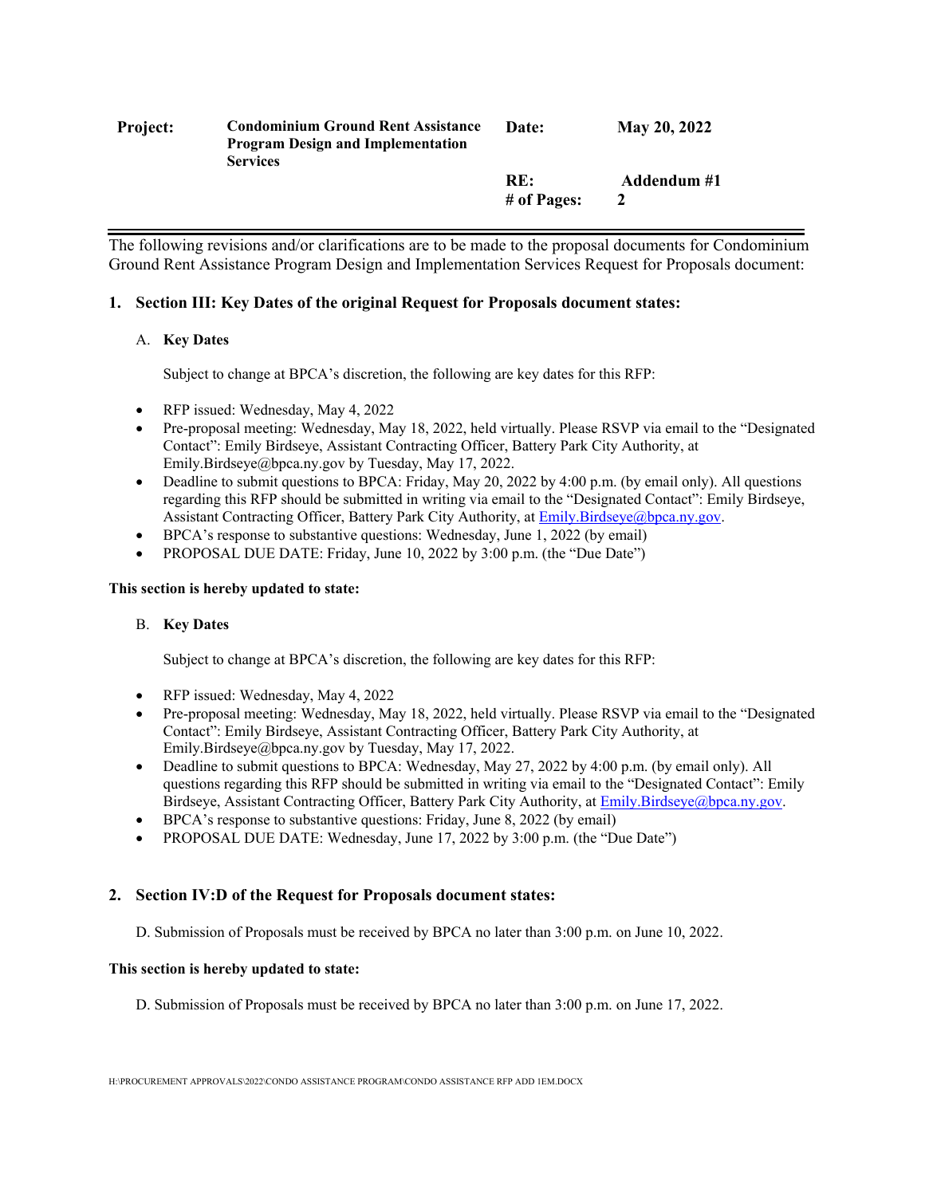| **Project:** | **Condominium Ground Rent Assistance Program Design and Implementation Services** | **Date:** | **May 20, 2022** |
|---|---|---|---|
| | | **RE:** | **Addendum #1** |
| | | **# of Pages:** | **2** |

---

The following revisions and/or clarifications are to be made to the proposal documents for Condominium Ground Rent Assistance Program Design and Implementation Services Request for Proposals document:

**1. Section III: Key Dates of the original Request for Proposals document states:**

A. **Key Dates**

Subject to change at BPCA's discretion, the following are key dates for this RFP:

- RFP issued: Wednesday, May 4, 2022
- Pre-proposal meeting: Wednesday, May 18, 2022, held virtually. Please RSVP via email to the "Designated Contact": Emily Birdseye, Assistant Contracting Officer, Battery Park City Authority, at Emily.Birdseye@bpca.ny.gov by Tuesday, May 17, 2022.
- Deadline to submit questions to BPCA: Friday, May 20, 2022 by 4:00 p.m. (by email only). All questions regarding this RFP should be submitted in writing via email to the "Designated Contact": Emily Birdseye, Assistant Contracting Officer, Battery Park City Authority, at Emily.Birdseye@bpca.ny.gov.
- BPCA's response to substantive questions: Wednesday, June 1, 2022 (by email)
- PROPOSAL DUE DATE: Friday, June 10, 2022 by 3:00 p.m. (the "Due Date")

**This section is hereby updated to state:**

B. **Key Dates**

Subject to change at BPCA's discretion, the following are key dates for this RFP:

- RFP issued: Wednesday, May 4, 2022
- Pre-proposal meeting: Wednesday, May 18, 2022, held virtually. Please RSVP via email to the "Designated Contact": Emily Birdseye, Assistant Contracting Officer, Battery Park City Authority, at Emily.Birdseye@bpca.ny.gov by Tuesday, May 17, 2022.
- Deadline to submit questions to BPCA: Wednesday, May 27, 2022 by 4:00 p.m. (by email only). All questions regarding this RFP should be submitted in writing via email to the "Designated Contact": Emily Birdseye, Assistant Contracting Officer, Battery Park City Authority, at Emily.Birdseye@bpca.ny.gov.
- BPCA's response to substantive questions: Friday, June 8, 2022 (by email)
- PROPOSAL DUE DATE: Wednesday, June 17, 2022 by 3:00 p.m. (the "Due Date")

**2. Section IV:D of the Request for Proposals document states:**

D. Submission of Proposals must be received by BPCA no later than 3:00 p.m. on June 10, 2022.

**This section is hereby updated to state:**

D. Submission of Proposals must be received by BPCA no later than 3:00 p.m. on June 17, 2022.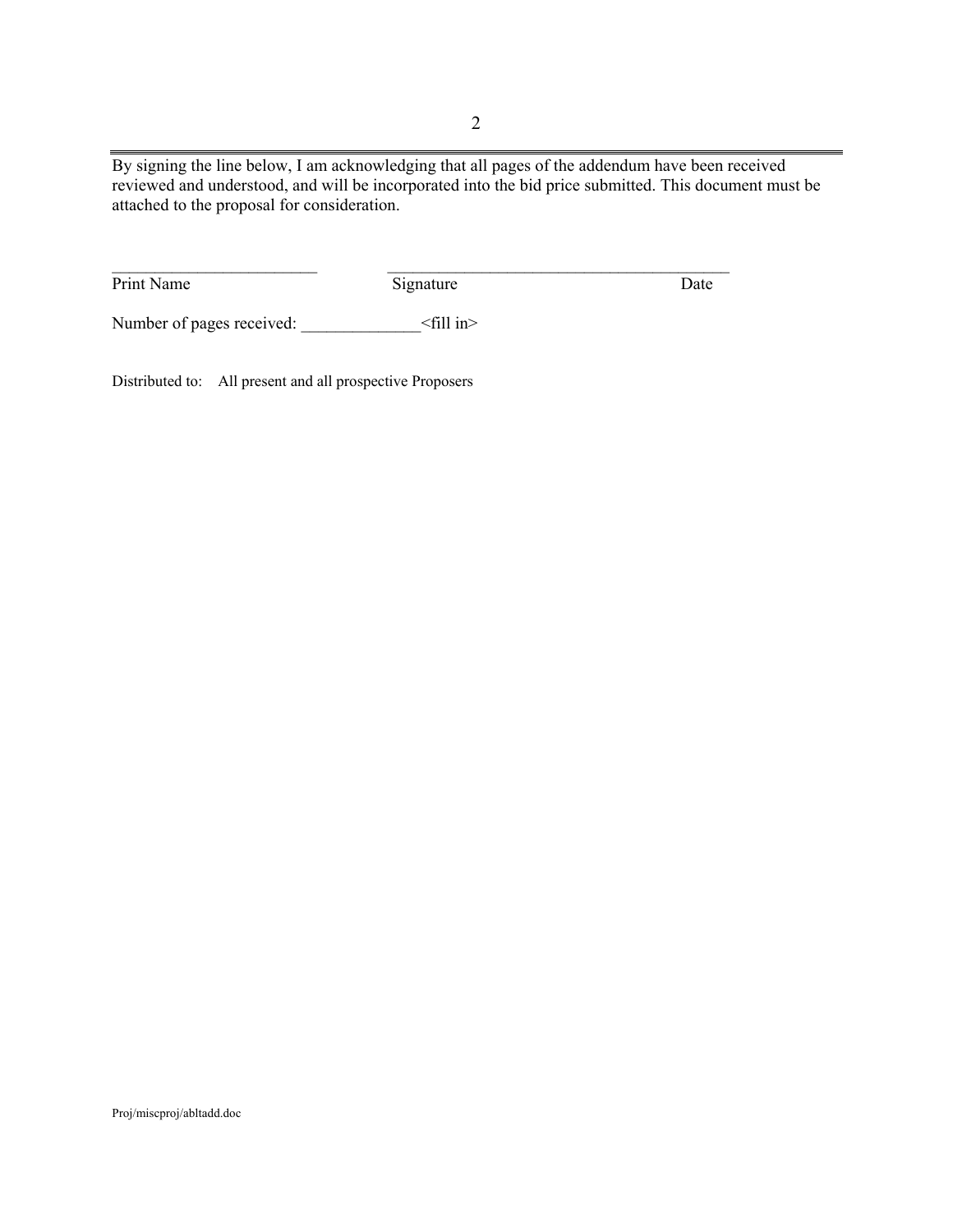By signing the line below, I am acknowledging that all pages of the addendum have been received reviewed and understood, and will be incorporated into the bid price submitted. This document must be attached to the proposal for consideration.

_________________________ __________________________________________

Print Name Signature Date

Number of pages received: ______________<fill in>

Distributed to: All present and all prospective Proposers

Proj/miscproj/abltadd.doc